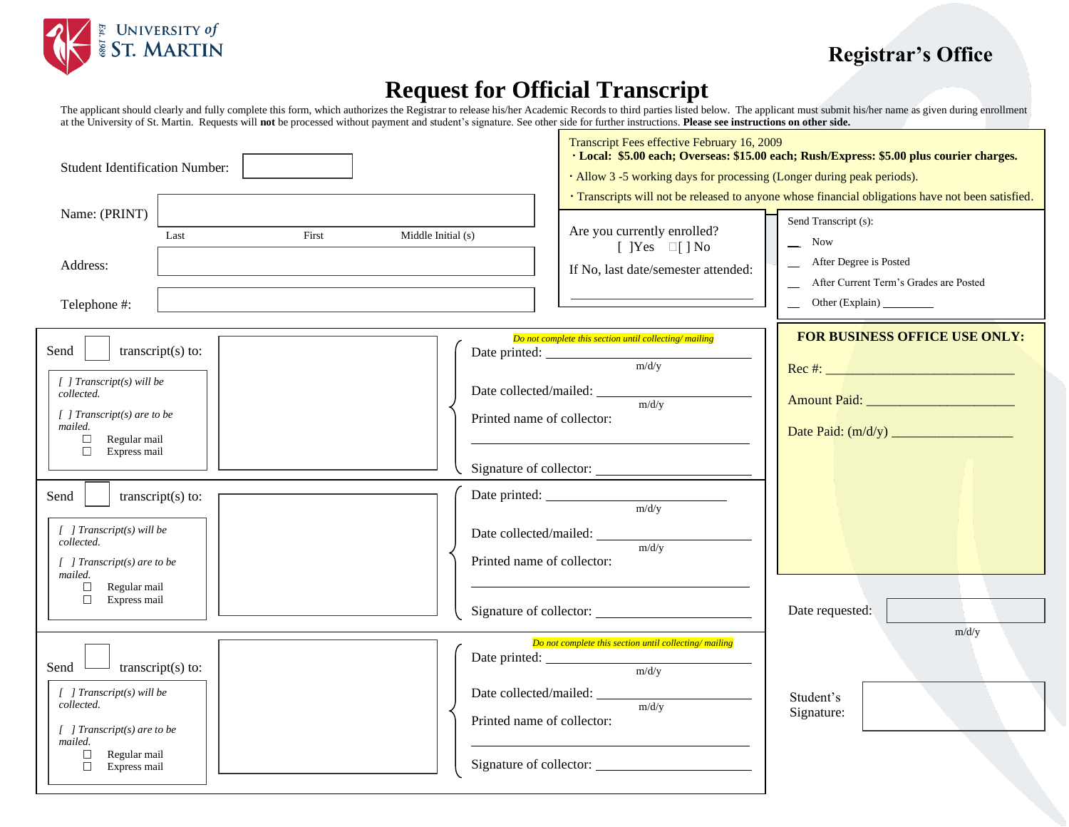UNIVERSITY of ST. MARTIN
Est. 1989

**Registrar's Office**

# Request for Official Transcript

The applicant should clearly and fully complete this form, which authorizes the Registrar to release his/her Academic Records to third parties listed below. The applicant must submit his/her name as given during enrollment at the University of St. Martin. Requests will **not** be processed without payment and student's signature. See other side for further instructions. **Please see instructions on other side.**

Student Identification Number: ____________

Name: (PRINT) ____________
Last First Middle Initial (s)

Address: ____________

Telephone #: ____________

Transcript Fees effective February 16, 2009

- **Local: $5.00 each; Overseas: $15.00 each; Rush/Express: $5.00 plus courier charges.**
- Allow 3 -5 working days for processing (Longer during peak periods).
- Transcripts will not be released to anyone whose financial obligations have not been satisfied.

Are you currently enrolled?
[ ]Yes [ ] No

If No, last date/semester attended: ____________

Send Transcript (s):

- __ Now
- __ After Degree is Posted
- __ After Current Term's Grades are Posted
- __ Other (Explain) ________

---

Send [ ] transcript(s) to: ____________

*[ ] Transcript(s) will be collected.*

*[ ] Transcript(s) are to be mailed.*

- ☐ Regular mail
- ☐ Express mail

*Do not complete this section until collecting/ mailing*

Date printed: ____________ m/d/y

Date collected/mailed: ____________ m/d/y

Printed name of collector: ____________

Signature of collector: ____________

---

Send [ ] transcript(s) to: ____________

*[ ] Transcript(s) will be collected.*

*[ ] Transcript(s) are to be mailed.*

- ☐ Regular mail
- ☐ Express mail

Date printed: ____________ m/d/y

Date collected/mailed: ____________ m/d/y

Printed name of collector: ____________

Signature of collector: ____________

---

Send [ ] transcript(s) to: ____________

*[ ] Transcript(s) will be collected.*

*[ ] Transcript(s) are to be mailed.*

- ☐ Regular mail
- ☐ Express mail

*Do not complete this section until collecting/ mailing*

Date printed: ____________ m/d/y

Date collected/mailed: ____________ m/d/y

Printed name of collector: ____________

Signature of collector: ____________

---

**FOR BUSINESS OFFICE USE ONLY:**

Rec #: ____________

Amount Paid: ____________

Date Paid: (m/d/y) ____________

Date requested: ____________ m/d/y

Student's Signature: ____________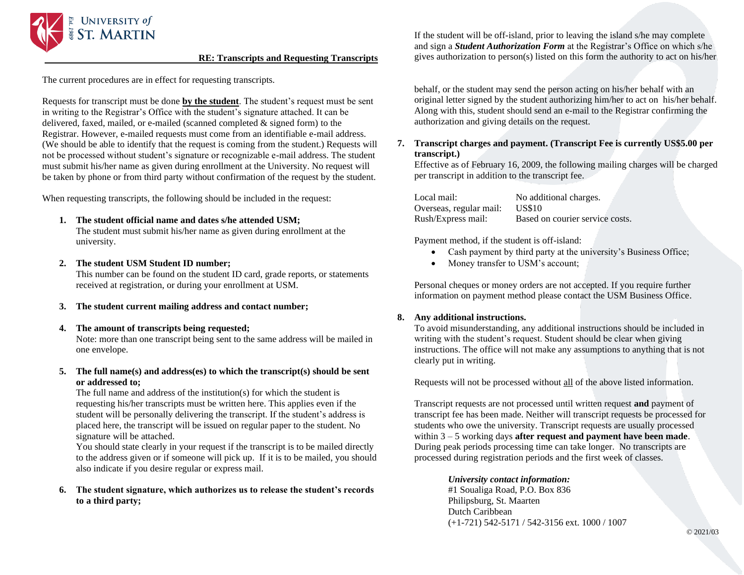UNIVERSITY of ST. MARTIN

Est. 1989

**RE: Transcripts and Requesting Transcripts**

The current procedures are in effect for requesting transcripts.

Requests for transcript must be done **by the student**. The student's request must be sent in writing to the Registrar's Office with the student's signature attached. It can be delivered, faxed, mailed, or e-mailed (scanned completed & signed form) to the Registrar. However, e-mailed requests must come from an identifiable e-mail address. (We should be able to identify that the request is coming from the student.) Requests will not be processed without student's signature or recognizable e-mail address. The student must submit his/her name as given during enrollment at the University. No request will be taken by phone or from third party without confirmation of the request by the student.

When requesting transcripts, the following should be included in the request:

1. **The student official name and dates s/he attended USM;**
   The student must submit his/her name as given during enrollment at the university.

2. **The student USM Student ID number;**
   This number can be found on the student ID card, grade reports, or statements received at registration, or during your enrollment at USM.

3. **The student current mailing address and contact number;**

4. **The amount of transcripts being requested;**
   Note: more than one transcript being sent to the same address will be mailed in one envelope.

5. **The full name(s) and address(es) to which the transcript(s) should be sent or addressed to;**
   The full name and address of the institution(s) for which the student is requesting his/her transcripts must be written here. This applies even if the student will be personally delivering the transcript. If the student's address is placed here, the transcript will be issued on regular paper to the student. No signature will be attached.
   You should state clearly in your request if the transcript is to be mailed directly to the address given or if someone will pick up. If it is to be mailed, you should also indicate if you desire regular or express mail.

6. **The student signature, which authorizes us to release the student's records to a third party;**
   If the student will be off-island, prior to leaving the island s/he may complete and sign a ***Student Authorization Form*** at the Registrar's Office on which s/he gives authorization to person(s) listed on this form the authority to act on his/her behalf, or the student may send the person acting on his/her behalf with an original letter signed by the student authorizing him/her to act on his/her behalf. Along with this, student should send an e-mail to the Registrar confirming the authorization and giving details on the request.

7. **Transcript charges and payment. (Transcript Fee is currently US$5.00 per transcript.)**
   Effective as of February 16, 2009, the following mailing charges will be charged per transcript in addition to the transcript fee.

| | |
|---|---|
| Local mail: | No additional charges. |
| Overseas, regular mail: | US$10 |
| Rush/Express mail: | Based on courier service costs. |

   Payment method, if the student is off-island:

   - Cash payment by third party at the university's Business Office;
   - Money transfer to USM's account;

   Personal cheques or money orders are not accepted. If you require further information on payment method please contact the USM Business Office.

8. **Any additional instructions.**
   To avoid misunderstanding, any additional instructions should be included in writing with the student's request. Student should be clear when giving instructions. The office will not make any assumptions to anything that is not clearly put in writing.

Requests will not be processed without <u>all</u> of the above listed information.

Transcript requests are not processed until written request **and** payment of transcript fee has been made. Neither will transcript requests be processed for students who owe the university. Transcript requests are usually processed within 3 – 5 working days **after request and payment have been made**. During peak periods processing time can take longer. No transcripts are processed during registration periods and the first week of classes.

***University contact information:***
#1 Soualiga Road, P.O. Box 836
Philipsburg, St. Maarten
Dutch Caribbean
(+1-721) 542-5171 / 542-3156 ext. 1000 / 1007

© 2021/03